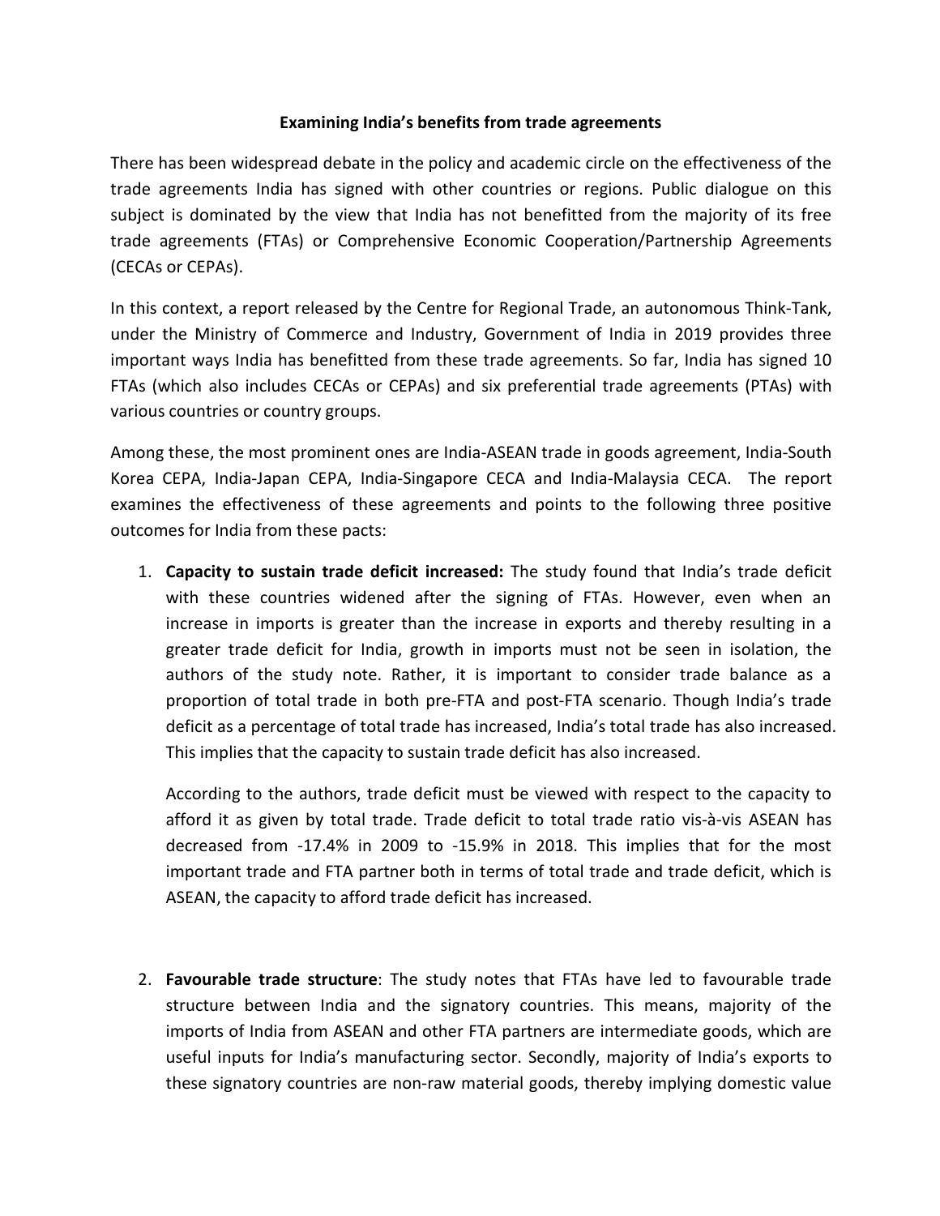**Examining India's benefits from trade agreements**

There has been widespread debate in the policy and academic circle on the effectiveness of the trade agreements India has signed with other countries or regions. Public dialogue on this subject is dominated by the view that India has not benefitted from the majority of its free trade agreements (FTAs) or Comprehensive Economic Cooperation/Partnership Agreements (CECAs or CEPAs).

In this context, a report released by the Centre for Regional Trade, an autonomous Think-Tank, under the Ministry of Commerce and Industry, Government of India in 2019 provides three important ways India has benefitted from these trade agreements. So far, India has signed 10 FTAs (which also includes CECAs or CEPAs) and six preferential trade agreements (PTAs) with various countries or country groups.

Among these, the most prominent ones are India-ASEAN trade in goods agreement, India-South Korea CEPA, India-Japan CEPA, India-Singapore CECA and India-Malaysia CECA. The report examines the effectiveness of these agreements and points to the following three positive outcomes for India from these pacts:

1. **Capacity to sustain trade deficit increased:** The study found that India's trade deficit with these countries widened after the signing of FTAs. However, even when an increase in imports is greater than the increase in exports and thereby resulting in a greater trade deficit for India, growth in imports must not be seen in isolation, the authors of the study note. Rather, it is important to consider trade balance as a proportion of total trade in both pre-FTA and post-FTA scenario. Though India's trade deficit as a percentage of total trade has increased, India's total trade has also increased. This implies that the capacity to sustain trade deficit has also increased.

   According to the authors, trade deficit must be viewed with respect to the capacity to afford it as given by total trade. Trade deficit to total trade ratio vis-à-vis ASEAN has decreased from -17.4% in 2009 to -15.9% in 2018. This implies that for the most important trade and FTA partner both in terms of total trade and trade deficit, which is ASEAN, the capacity to afford trade deficit has increased.

2. **Favourable trade structure**: The study notes that FTAs have led to favourable trade structure between India and the signatory countries. This means, majority of the imports of India from ASEAN and other FTA partners are intermediate goods, which are useful inputs for India's manufacturing sector. Secondly, majority of India's exports to these signatory countries are non-raw material goods, thereby implying domestic value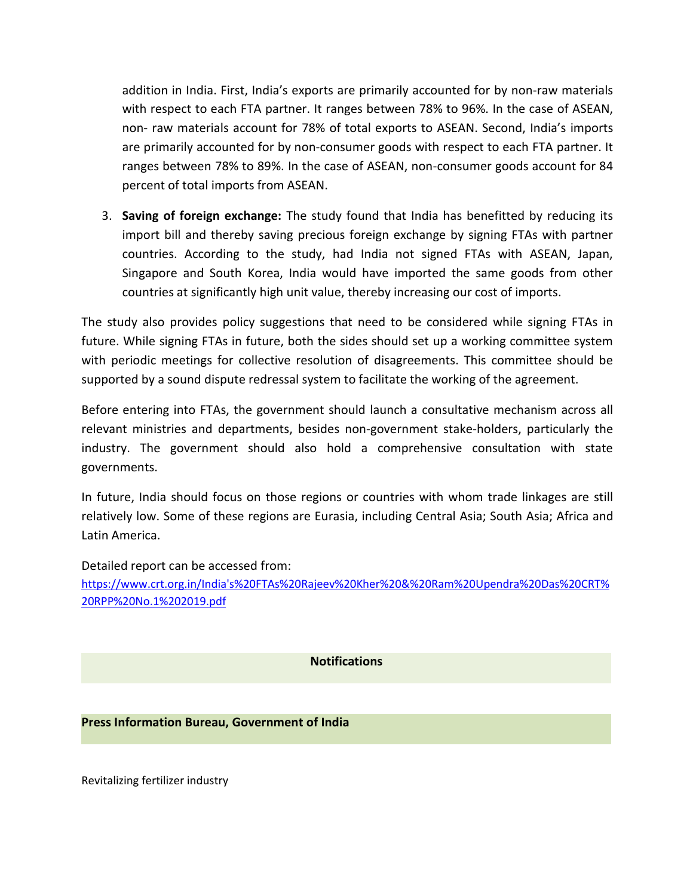addition in India. First, India's exports are primarily accounted for by non-raw materials with respect to each FTA partner. It ranges between 78% to 96%. In the case of ASEAN, non- raw materials account for 78% of total exports to ASEAN. Second, India's imports are primarily accounted for by non-consumer goods with respect to each FTA partner. It ranges between 78% to 89%. In the case of ASEAN, non-consumer goods account for 84 percent of total imports from ASEAN.

3. **Saving of foreign exchange:** The study found that India has benefitted by reducing its import bill and thereby saving precious foreign exchange by signing FTAs with partner countries. According to the study, had India not signed FTAs with ASEAN, Japan, Singapore and South Korea, India would have imported the same goods from other countries at significantly high unit value, thereby increasing our cost of imports.

The study also provides policy suggestions that need to be considered while signing FTAs in future. While signing FTAs in future, both the sides should set up a working committee system with periodic meetings for collective resolution of disagreements. This committee should be supported by a sound dispute redressal system to facilitate the working of the agreement.

Before entering into FTAs, the government should launch a consultative mechanism across all relevant ministries and departments, besides non-government stake-holders, particularly the industry. The government should also hold a comprehensive consultation with state governments.

In future, India should focus on those regions or countries with whom trade linkages are still relatively low. Some of these regions are Eurasia, including Central Asia; South Asia; Africa and Latin America.

Detailed report can be accessed from:
https://www.crt.org.in/India's%20FTAs%20Rajeev%20Kher%20&%20Ram%20Upendra%20Das%20CRT%20RPP%20No.1%202019.pdf

**Notifications**

**Press Information Bureau, Government of India**

Revitalizing fertilizer industry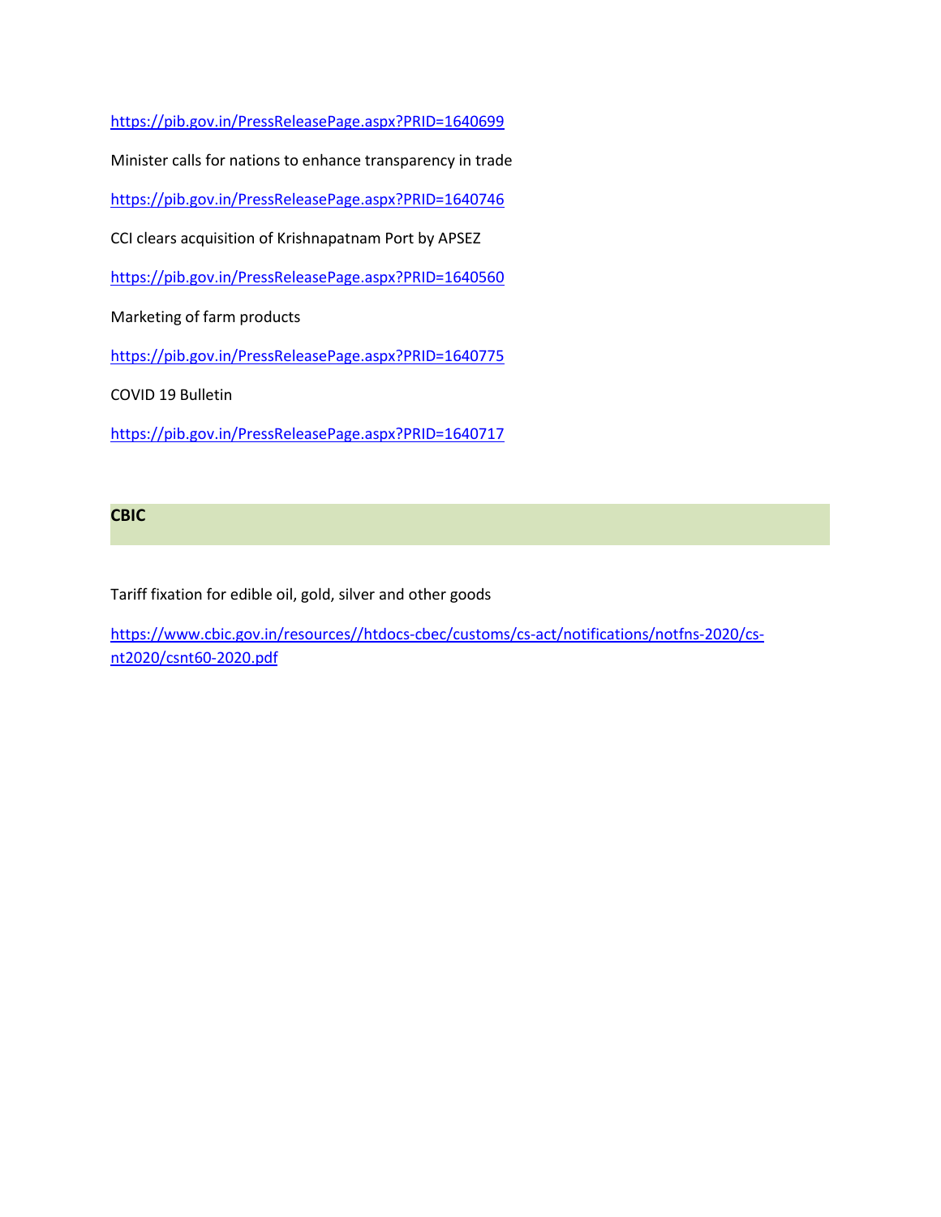https://pib.gov.in/PressReleasePage.aspx?PRID=1640699

Minister calls for nations to enhance transparency in trade

https://pib.gov.in/PressReleasePage.aspx?PRID=1640746

CCI clears acquisition of Krishnapatnam Port by APSEZ

https://pib.gov.in/PressReleasePage.aspx?PRID=1640560

Marketing of farm products

https://pib.gov.in/PressReleasePage.aspx?PRID=1640775

COVID 19 Bulletin

https://pib.gov.in/PressReleasePage.aspx?PRID=1640717

## CBIC

Tariff fixation for edible oil, gold, silver and other goods

https://www.cbic.gov.in/resources//htdocs-cbec/customs/cs-act/notifications/notfns-2020/cs-nt2020/csnt60-2020.pdf